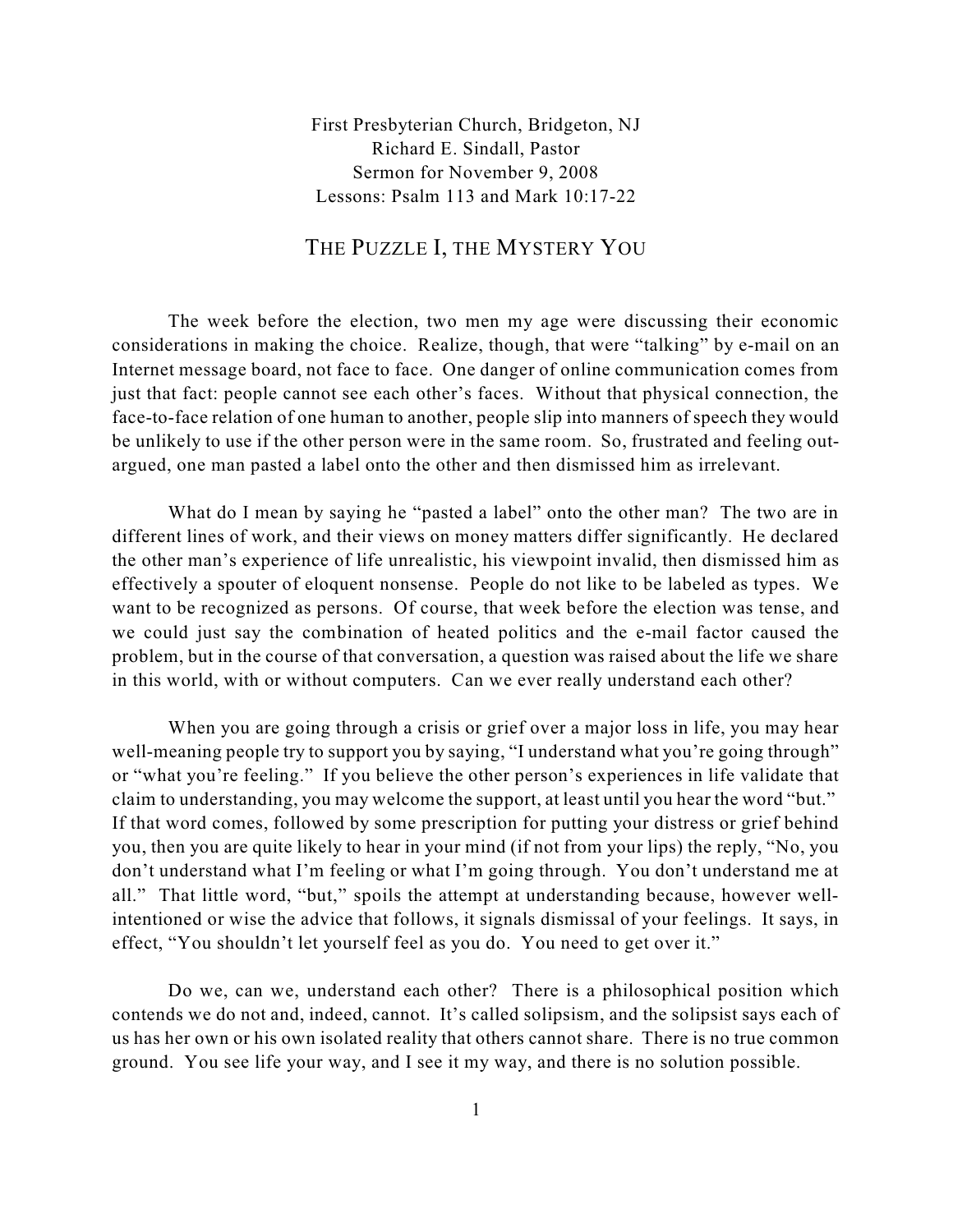First Presbyterian Church, Bridgeton, NJ
Richard E. Sindall, Pastor
Sermon for November 9, 2008
Lessons: Psalm 113 and Mark 10:17-22

# THE PUZZLE I, THE MYSTERY YOU

The week before the election, two men my age were discussing their economic considerations in making the choice. Realize, though, that were "talking" by e-mail on an Internet message board, not face to face. One danger of online communication comes from just that fact: people cannot see each other's faces. Without that physical connection, the face-to-face relation of one human to another, people slip into manners of speech they would be unlikely to use if the other person were in the same room. So, frustrated and feeling out-argued, one man pasted a label onto the other and then dismissed him as irrelevant.

What do I mean by saying he "pasted a label" onto the other man? The two are in different lines of work, and their views on money matters differ significantly. He declared the other man's experience of life unrealistic, his viewpoint invalid, then dismissed him as effectively a spouter of eloquent nonsense. People do not like to be labeled as types. We want to be recognized as persons. Of course, that week before the election was tense, and we could just say the combination of heated politics and the e-mail factor caused the problem, but in the course of that conversation, a question was raised about the life we share in this world, with or without computers. Can we ever really understand each other?

When you are going through a crisis or grief over a major loss in life, you may hear well-meaning people try to support you by saying, "I understand what you're going through" or "what you're feeling." If you believe the other person's experiences in life validate that claim to understanding, you may welcome the support, at least until you hear the word "but." If that word comes, followed by some prescription for putting your distress or grief behind you, then you are quite likely to hear in your mind (if not from your lips) the reply, "No, you don't understand what I'm feeling or what I'm going through. You don't understand me at all." That little word, "but," spoils the attempt at understanding because, however well-intentioned or wise the advice that follows, it signals dismissal of your feelings. It says, in effect, "You shouldn't let yourself feel as you do. You need to get over it."

Do we, can we, understand each other? There is a philosophical position which contends we do not and, indeed, cannot. It's called solipsism, and the solipsist says each of us has her own or his own isolated reality that others cannot share. There is no true common ground. You see life your way, and I see it my way, and there is no solution possible.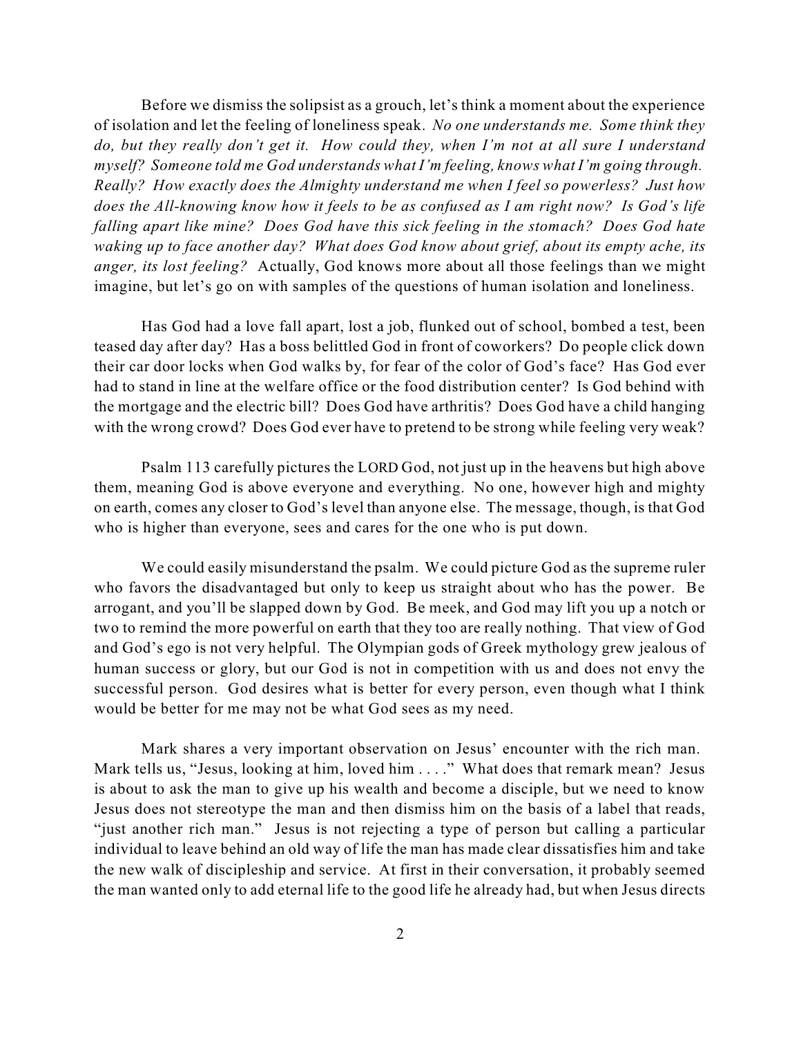Before we dismiss the solipsist as a grouch, let's think a moment about the experience of isolation and let the feeling of loneliness speak. *No one understands me. Some think they do, but they really don't get it. How could they, when I'm not at all sure I understand myself? Someone told me God understands what I'm feeling, knows what I'm going through. Really? How exactly does the Almighty understand me when I feel so powerless? Just how does the All-knowing know how it feels to be as confused as I am right now? Is God's life falling apart like mine? Does God have this sick feeling in the stomach? Does God hate waking up to face another day? What does God know about grief, about its empty ache, its anger, its lost feeling?* Actually, God knows more about all those feelings than we might imagine, but let's go on with samples of the questions of human isolation and loneliness.

Has God had a love fall apart, lost a job, flunked out of school, bombed a test, been teased day after day? Has a boss belittled God in front of coworkers? Do people click down their car door locks when God walks by, for fear of the color of God's face? Has God ever had to stand in line at the welfare office or the food distribution center? Is God behind with the mortgage and the electric bill? Does God have arthritis? Does God have a child hanging with the wrong crowd? Does God ever have to pretend to be strong while feeling very weak?

Psalm 113 carefully pictures the LORD God, not just up in the heavens but high above them, meaning God is above everyone and everything. No one, however high and mighty on earth, comes any closer to God's level than anyone else. The message, though, is that God who is higher than everyone, sees and cares for the one who is put down.

We could easily misunderstand the psalm. We could picture God as the supreme ruler who favors the disadvantaged but only to keep us straight about who has the power. Be arrogant, and you'll be slapped down by God. Be meek, and God may lift you up a notch or two to remind the more powerful on earth that they too are really nothing. That view of God and God's ego is not very helpful. The Olympian gods of Greek mythology grew jealous of human success or glory, but our God is not in competition with us and does not envy the successful person. God desires what is better for every person, even though what I think would be better for me may not be what God sees as my need.

Mark shares a very important observation on Jesus' encounter with the rich man. Mark tells us, "Jesus, looking at him, loved him . . . ." What does that remark mean? Jesus is about to ask the man to give up his wealth and become a disciple, but we need to know Jesus does not stereotype the man and then dismiss him on the basis of a label that reads, "just another rich man." Jesus is not rejecting a type of person but calling a particular individual to leave behind an old way of life the man has made clear dissatisfies him and take the new walk of discipleship and service. At first in their conversation, it probably seemed the man wanted only to add eternal life to the good life he already had, but when Jesus directs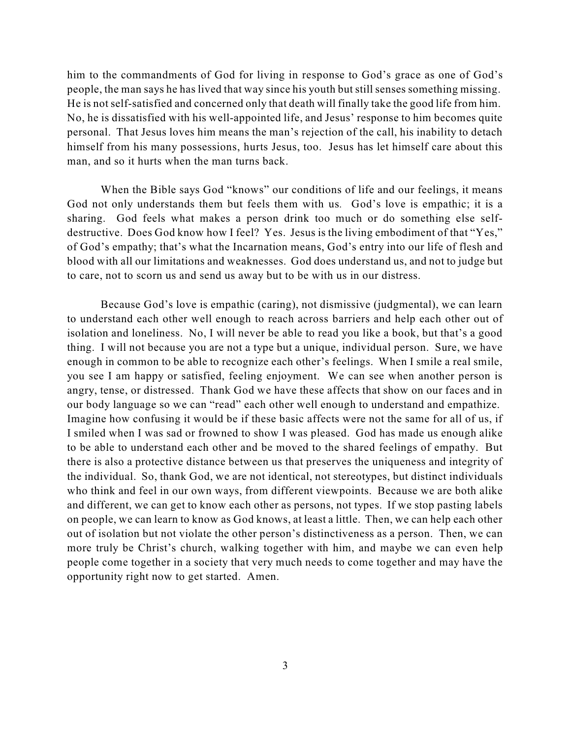him to the commandments of God for living in response to God's grace as one of God's people, the man says he has lived that way since his youth but still senses something missing. He is not self-satisfied and concerned only that death will finally take the good life from him. No, he is dissatisfied with his well-appointed life, and Jesus' response to him becomes quite personal. That Jesus loves him means the man's rejection of the call, his inability to detach himself from his many possessions, hurts Jesus, too. Jesus has let himself care about this man, and so it hurts when the man turns back.

When the Bible says God "knows" our conditions of life and our feelings, it means God not only understands them but feels them with us. God's love is empathic; it is a sharing. God feels what makes a person drink too much or do something else self-destructive. Does God know how I feel? Yes. Jesus is the living embodiment of that "Yes," of God's empathy; that's what the Incarnation means, God's entry into our life of flesh and blood with all our limitations and weaknesses. God does understand us, and not to judge but to care, not to scorn us and send us away but to be with us in our distress.

Because God's love is empathic (caring), not dismissive (judgmental), we can learn to understand each other well enough to reach across barriers and help each other out of isolation and loneliness. No, I will never be able to read you like a book, but that's a good thing. I will not because you are not a type but a unique, individual person. Sure, we have enough in common to be able to recognize each other's feelings. When I smile a real smile, you see I am happy or satisfied, feeling enjoyment. We can see when another person is angry, tense, or distressed. Thank God we have these affects that show on our faces and in our body language so we can "read" each other well enough to understand and empathize. Imagine how confusing it would be if these basic affects were not the same for all of us, if I smiled when I was sad or frowned to show I was pleased. God has made us enough alike to be able to understand each other and be moved to the shared feelings of empathy. But there is also a protective distance between us that preserves the uniqueness and integrity of the individual. So, thank God, we are not identical, not stereotypes, but distinct individuals who think and feel in our own ways, from different viewpoints. Because we are both alike and different, we can get to know each other as persons, not types. If we stop pasting labels on people, we can learn to know as God knows, at least a little. Then, we can help each other out of isolation but not violate the other person's distinctiveness as a person. Then, we can more truly be Christ's church, walking together with him, and maybe we can even help people come together in a society that very much needs to come together and may have the opportunity right now to get started. Amen.